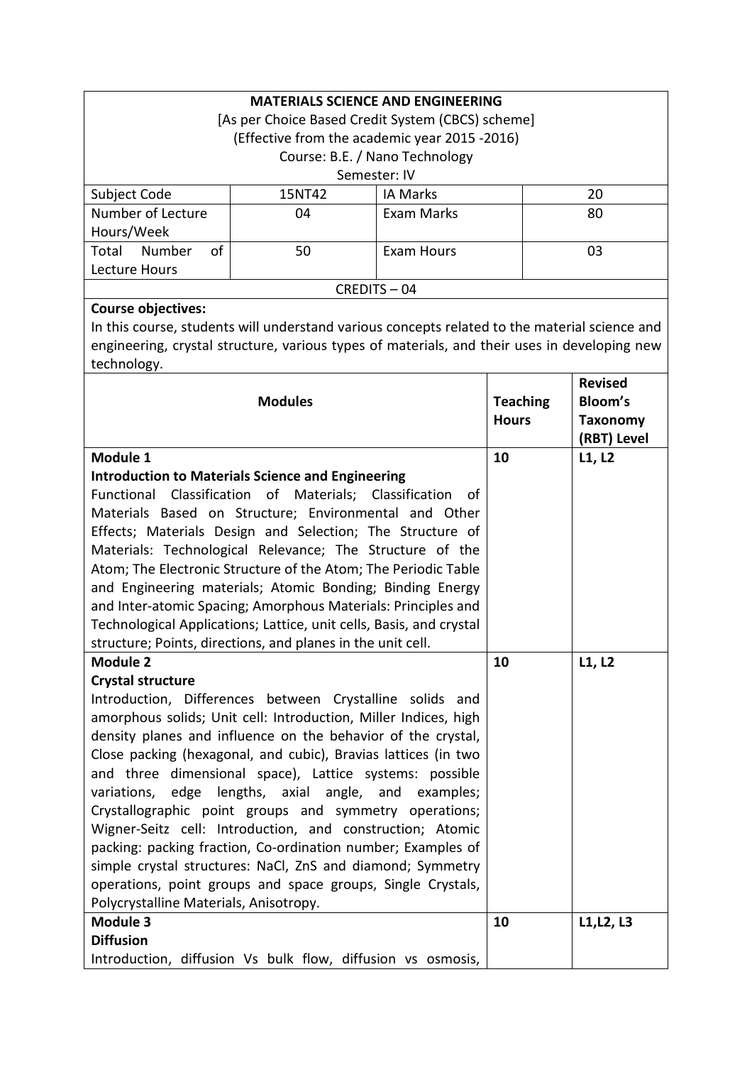| **MATERIALS SCIENCE AND ENGINEERING**<br>[As per Choice Based Credit System (CBCS) scheme]<br>(Effective from the academic year 2015 -2016)<br>Course: B.E. / Nano Technology<br>Semester: IV | | | |
|---|---|---|---|
| Subject Code | 15NT42 | IA Marks | 20 |
| Number of Lecture Hours/Week | 04 | Exam Marks | 80 |
| Total Number of Lecture Hours | 50 | Exam Hours | 03 |
| CREDITS – 04 | | | |

**Course objectives:**

In this course, students will understand various concepts related to the material science and engineering, crystal structure, various types of materials, and their uses in developing new technology.

| **Modules** | **Teaching Hours** | **Revised Bloom's Taxonomy (RBT) Level** |
|---|---|---|
| **Module 1**<br>**Introduction to Materials Science and Engineering**<br>Functional Classification of Materials; Classification of Materials Based on Structure; Environmental and Other Effects; Materials Design and Selection; The Structure of Materials: Technological Relevance; The Structure of the Atom; The Electronic Structure of the Atom; The Periodic Table and Engineering materials; Atomic Bonding; Binding Energy and Inter-atomic Spacing; Amorphous Materials: Principles and Technological Applications; Lattice, unit cells, Basis, and crystal structure; Points, directions, and planes in the unit cell. | **10** | **L1, L2** |
| **Module 2**<br>**Crystal structure**<br>Introduction, Differences between Crystalline solids and amorphous solids; Unit cell: Introduction, Miller Indices, high density planes and influence on the behavior of the crystal, Close packing (hexagonal, and cubic), Bravias lattices (in two and three dimensional space), Lattice systems: possible variations, edge lengths, axial angle, and examples; Crystallographic point groups and symmetry operations; Wigner-Seitz cell: Introduction, and construction; Atomic packing: packing fraction, Co-ordination number; Examples of simple crystal structures: NaCl, ZnS and diamond; Symmetry operations, point groups and space groups, Single Crystals, Polycrystalline Materials, Anisotropy. | **10** | **L1, L2** |
| **Module 3**<br>**Diffusion**<br>Introduction, diffusion Vs bulk flow, diffusion vs osmosis, | **10** | **L1,L2, L3** |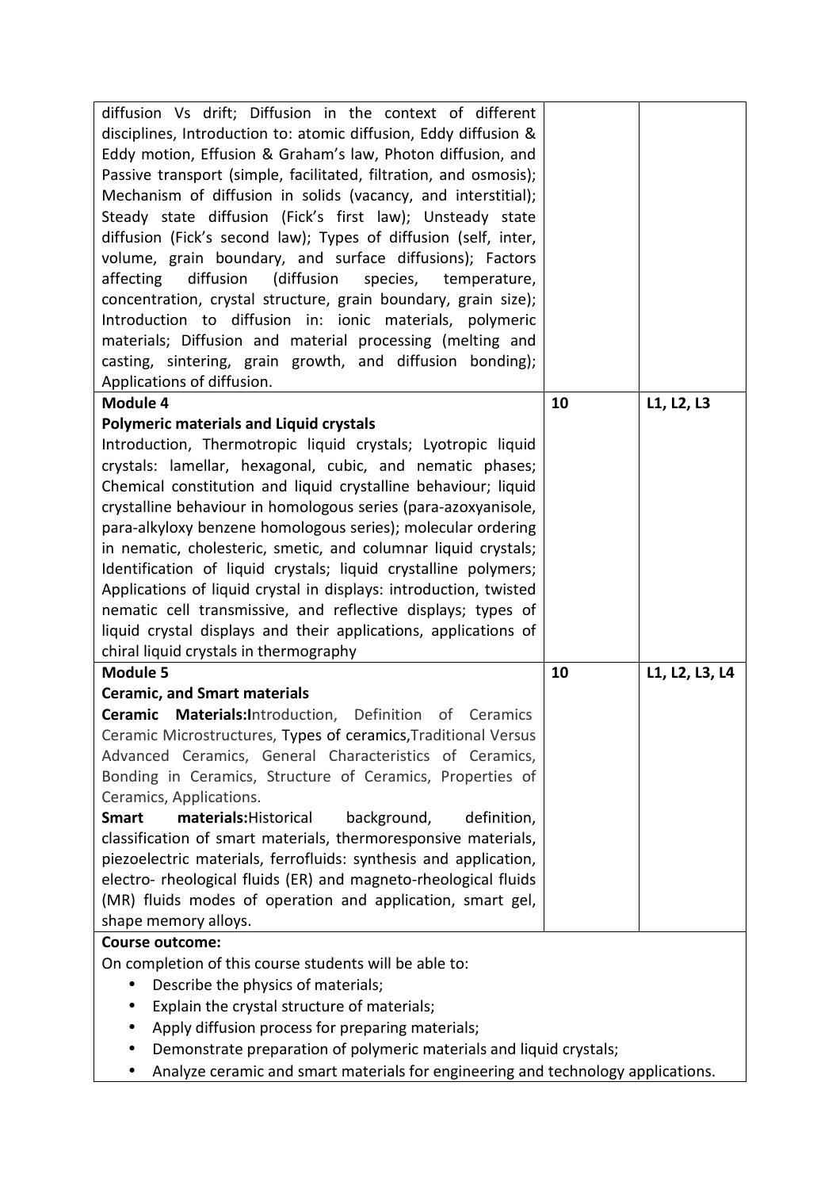| | | |
|---|---|---|
| diffusion Vs drift; Diffusion in the context of different disciplines, Introduction to: atomic diffusion, Eddy diffusion & Eddy motion, Effusion & Graham's law, Photon diffusion, and Passive transport (simple, facilitated, filtration, and osmosis); Mechanism of diffusion in solids (vacancy, and interstitial); Steady state diffusion (Fick's first law); Unsteady state diffusion (Fick's second law); Types of diffusion (self, inter, volume, grain boundary, and surface diffusions); Factors affecting diffusion (diffusion species, temperature, concentration, crystal structure, grain boundary, grain size); Introduction to diffusion in: ionic materials, polymeric materials; Diffusion and material processing (melting and casting, sintering, grain growth, and diffusion bonding); Applications of diffusion. | | |
| **Module 4**<br>**Polymeric materials and Liquid crystals**<br>Introduction, Thermotropic liquid crystals; Lyotropic liquid crystals: lamellar, hexagonal, cubic, and nematic phases; Chemical constitution and liquid crystalline behaviour; liquid crystalline behaviour in homologous series (para-azoxyanisole, para-alkyloxy benzene homologous series); molecular ordering in nematic, cholesteric, smetic, and columnar liquid crystals; Identification of liquid crystals; liquid crystalline polymers; Applications of liquid crystal in displays: introduction, twisted nematic cell transmissive, and reflective displays; types of liquid crystal displays and their applications, applications of chiral liquid crystals in thermography | **10** | **L1, L2, L3** |
| **Module 5**<br>**Ceramic, and Smart materials**<br>**Ceramic Materials:**Introduction, Definition of Ceramics Ceramic Microstructures, Types of ceramics,Traditional Versus Advanced Ceramics, General Characteristics of Ceramics, Bonding in Ceramics, Structure of Ceramics, Properties of Ceramics, Applications.<br>**Smart materials:**Historical background, definition, classification of smart materials, thermoresponsive materials, piezoelectric materials, ferrofluids: synthesis and application, electro- rheological fluids (ER) and magneto-rheological fluids (MR) fluids modes of operation and application, smart gel, shape memory alloys. | **10** | **L1, L2, L3, L4** |

**Course outcome:**

On completion of this course students will be able to:

- Describe the physics of materials;
- Explain the crystal structure of materials;
- Apply diffusion process for preparing materials;
- Demonstrate preparation of polymeric materials and liquid crystals;
- Analyze ceramic and smart materials for engineering and technology applications.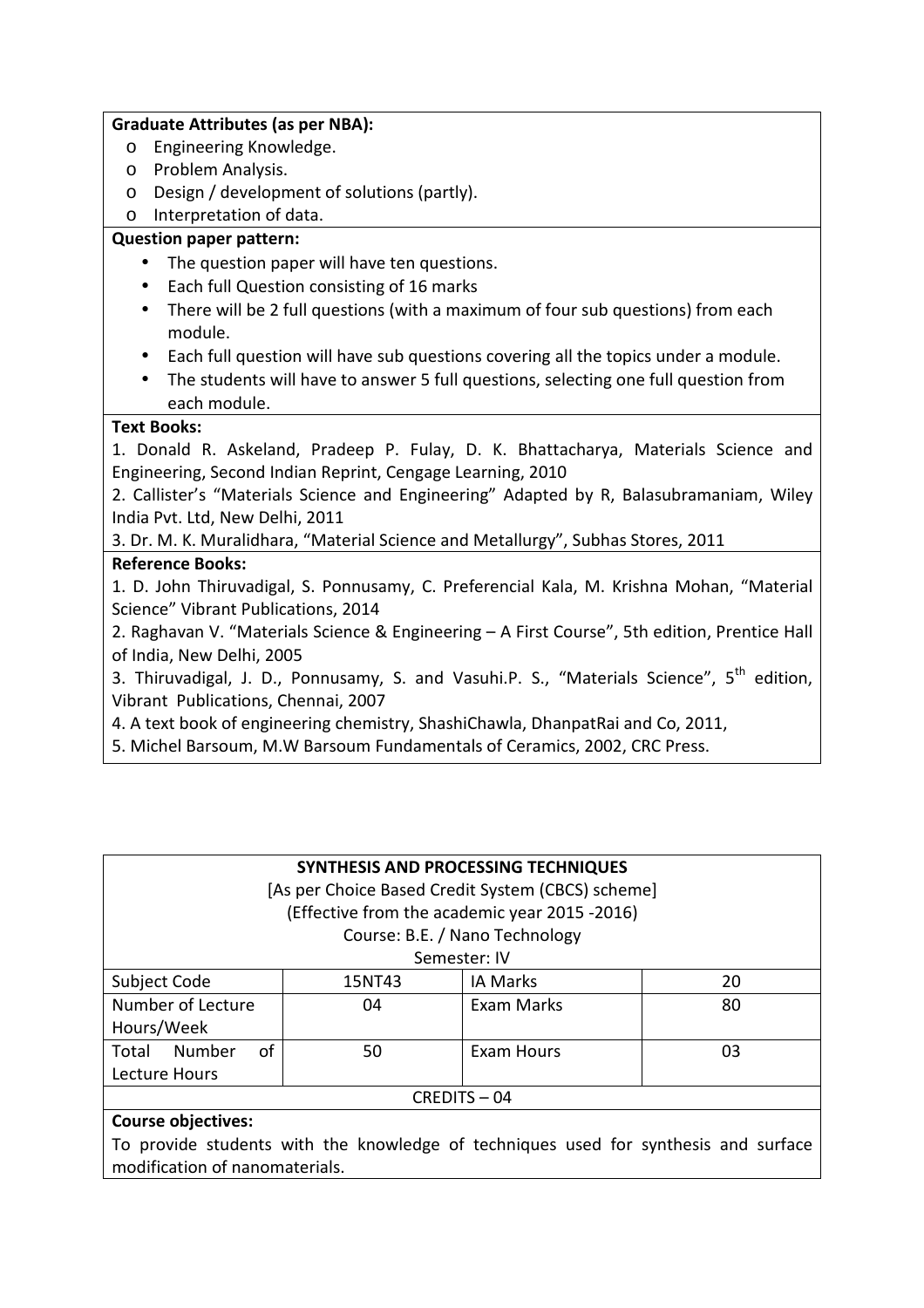**Graduate Attributes (as per NBA):**

- Engineering Knowledge.
- Problem Analysis.
- Design / development of solutions (partly).
- Interpretation of data.

**Question paper pattern:**

- The question paper will have ten questions.
- Each full Question consisting of 16 marks
- There will be 2 full questions (with a maximum of four sub questions) from each module.
- Each full question will have sub questions covering all the topics under a module.
- The students will have to answer 5 full questions, selecting one full question from each module.

**Text Books:**

1. Donald R. Askeland, Pradeep P. Fulay, D. K. Bhattacharya, Materials Science and Engineering, Second Indian Reprint, Cengage Learning, 2010
2. Callister's "Materials Science and Engineering" Adapted by R, Balasubramaniam, Wiley India Pvt. Ltd, New Delhi, 2011
3. Dr. M. K. Muralidhara, "Material Science and Metallurgy", Subhas Stores, 2011

**Reference Books:**

1. D. John Thiruvadigal, S. Ponnusamy, C. Preferencial Kala, M. Krishna Mohan, "Material Science" Vibrant Publications, 2014
2. Raghavan V. "Materials Science & Engineering – A First Course", 5th edition, Prentice Hall of India, New Delhi, 2005
3. Thiruvadigal, J. D., Ponnusamy, S. and Vasuhi.P. S., "Materials Science", 5th edition, Vibrant Publications, Chennai, 2007
4. A text book of engineering chemistry, ShashiChawla, DhanpatRai and Co, 2011,
5. Michel Barsoum, M.W Barsoum Fundamentals of Ceramics, 2002, CRC Press.

**SYNTHESIS AND PROCESSING TECHNIQUES**

[As per Choice Based Credit System (CBCS) scheme]

(Effective from the academic year 2015 -2016)

Course: B.E. / Nano Technology

Semester: IV

| Subject Code | 15NT43 | IA Marks | 20 |
|---|---|---|---|
| Number of Lecture Hours/Week | 04 | Exam Marks | 80 |
| Total Number of Lecture Hours | 50 | Exam Hours | 03 |
| CREDITS – 04 | | | |

**Course objectives:**

To provide students with the knowledge of techniques used for synthesis and surface modification of nanomaterials.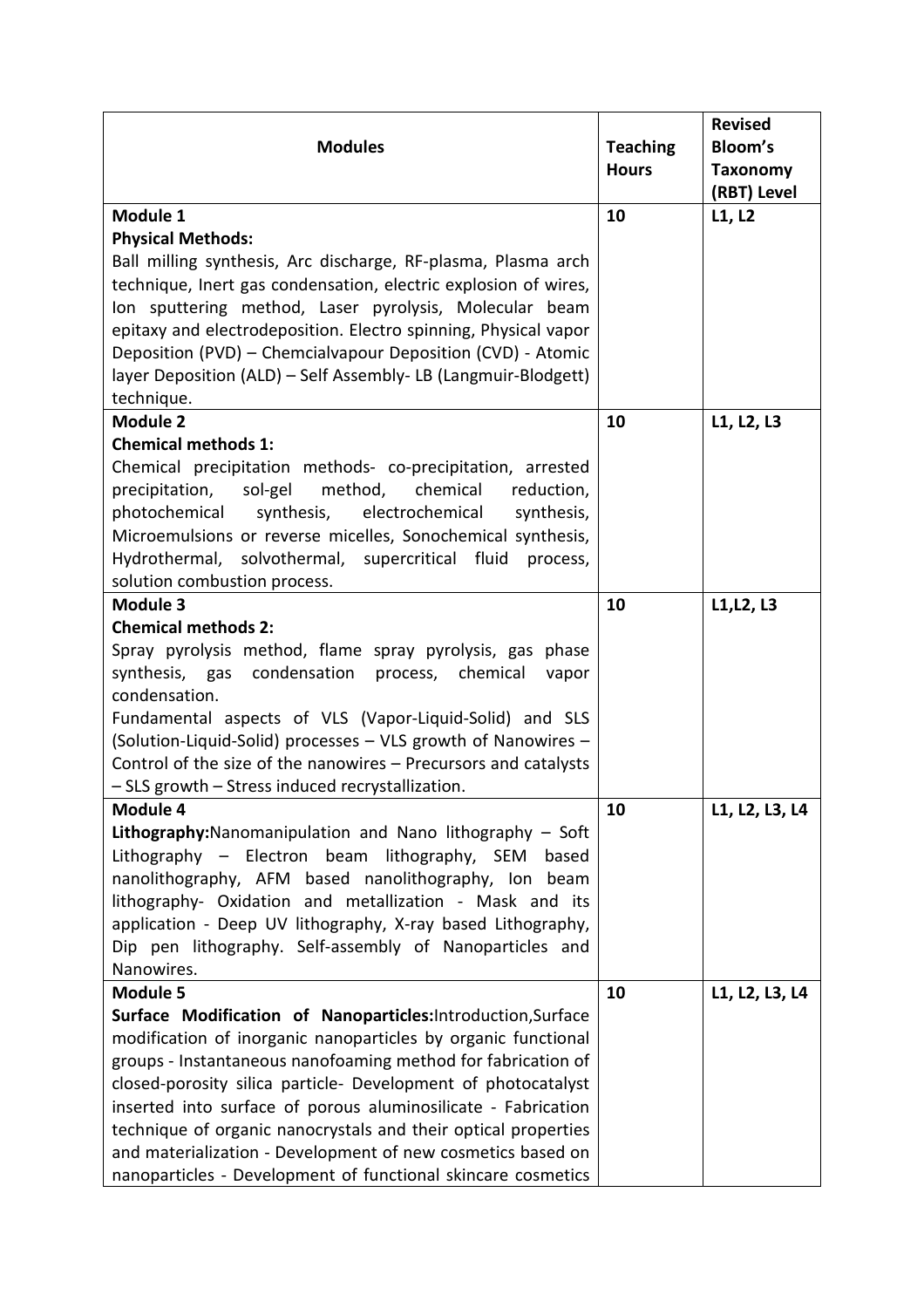| Modules | Teaching Hours | Revised Bloom's Taxonomy (RBT) Level |
|---|---|---|
| **Module 1**<br>**Physical Methods:**<br>Ball milling synthesis, Arc discharge, RF-plasma, Plasma arch technique, Inert gas condensation, electric explosion of wires, Ion sputtering method, Laser pyrolysis, Molecular beam epitaxy and electrodeposition. Electro spinning, Physical vapor Deposition (PVD) – Chemcialvapour Deposition (CVD) - Atomic layer Deposition (ALD) – Self Assembly- LB (Langmuir-Blodgett) technique. | 10 | L1, L2 |
| **Module 2**<br>**Chemical methods 1:**<br>Chemical precipitation methods- co-precipitation, arrested precipitation, sol-gel method, chemical reduction, photochemical synthesis, electrochemical synthesis, Microemulsions or reverse micelles, Sonochemical synthesis, Hydrothermal, solvothermal, supercritical fluid process, solution combustion process. | 10 | L1, L2, L3 |
| **Module 3**<br>**Chemical methods 2:**<br>Spray pyrolysis method, flame spray pyrolysis, gas phase synthesis, gas condensation process, chemical vapor condensation.<br>Fundamental aspects of VLS (Vapor-Liquid-Solid) and SLS (Solution-Liquid-Solid) processes – VLS growth of Nanowires – Control of the size of the nanowires – Precursors and catalysts – SLS growth – Stress induced recrystallization. | 10 | L1,L2, L3 |
| **Module 4**<br>**Lithography:**Nanomanipulation and Nano lithography – Soft Lithography – Electron beam lithography, SEM based nanolithography, AFM based nanolithography, Ion beam lithography- Oxidation and metallization - Mask and its application - Deep UV lithography, X-ray based Lithography, Dip pen lithography. Self-assembly of Nanoparticles and Nanowires. | 10 | L1, L2, L3, L4 |
| **Module 5**<br>**Surface Modification of Nanoparticles:**Introduction,Surface modification of inorganic nanoparticles by organic functional groups - Instantaneous nanofoaming method for fabrication of closed-porosity silica particle- Development of photocatalyst inserted into surface of porous aluminosilicate - Fabrication technique of organic nanocrystals and their optical properties and materialization - Development of new cosmetics based on nanoparticles - Development of functional skincare cosmetics | 10 | L1, L2, L3, L4 |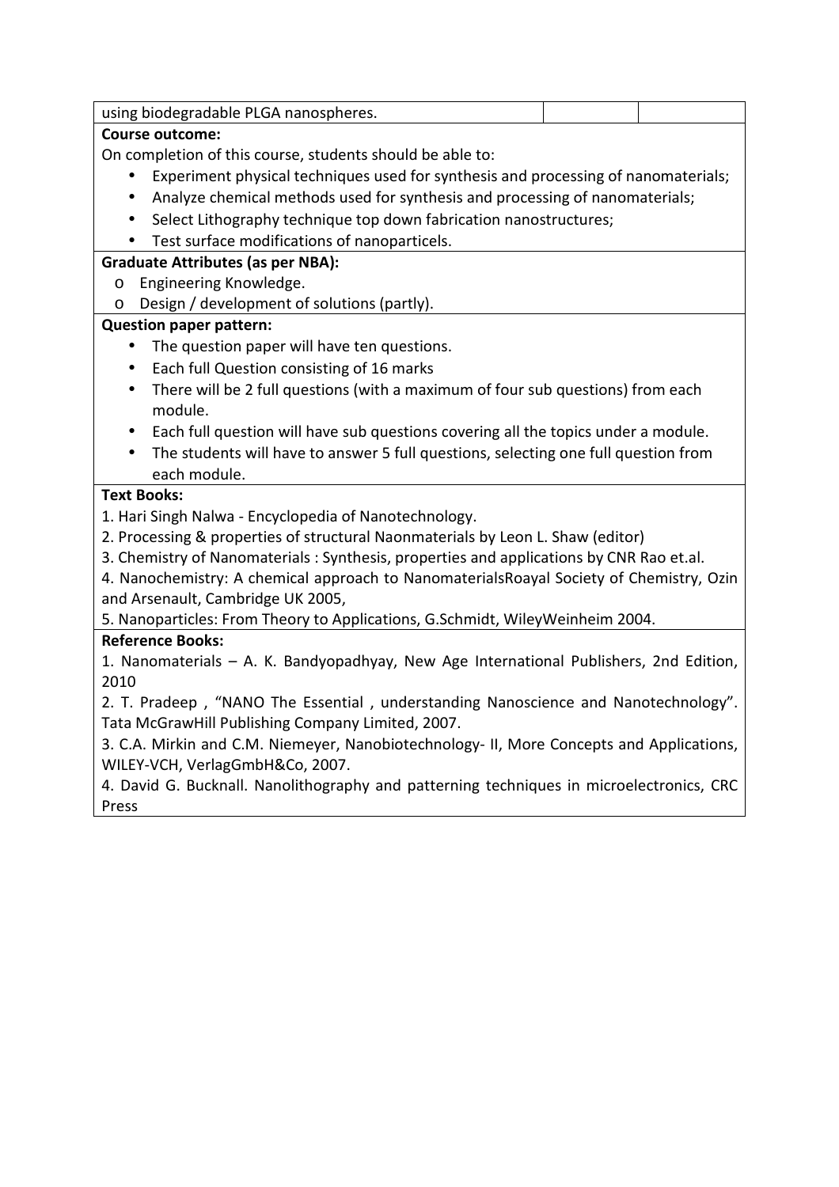| using biodegradable PLGA nanospheres. | | |
|---|---|---|

**Course outcome:**

On completion of this course, students should be able to:

- Experiment physical techniques used for synthesis and processing of nanomaterials;
- Analyze chemical methods used for synthesis and processing of nanomaterials;
- Select Lithography technique top down fabrication nanostructures;
- Test surface modifications of nanoparticels.

**Graduate Attributes (as per NBA):**

- Engineering Knowledge.
- Design / development of solutions (partly).

**Question paper pattern:**

- The question paper will have ten questions.
- Each full Question consisting of 16 marks
- There will be 2 full questions (with a maximum of four sub questions) from each module.
- Each full question will have sub questions covering all the topics under a module.
- The students will have to answer 5 full questions, selecting one full question from each module.

**Text Books:**

1. Hari Singh Nalwa - Encyclopedia of Nanotechnology.
2. Processing & properties of structural Naonmaterials by Leon L. Shaw (editor)
3. Chemistry of Nanomaterials : Synthesis, properties and applications by CNR Rao et.al.
4. Nanochemistry: A chemical approach to NanomaterialsRoayal Society of Chemistry, Ozin and Arsenault, Cambridge UK 2005,
5. Nanoparticles: From Theory to Applications, G.Schmidt, WileyWeinheim 2004.

**Reference Books:**

1. Nanomaterials – A. K. Bandyopadhyay, New Age International Publishers, 2nd Edition, 2010
2. T. Pradeep , "NANO The Essential , understanding Nanoscience and Nanotechnology". Tata McGrawHill Publishing Company Limited, 2007.
3. C.A. Mirkin and C.M. Niemeyer, Nanobiotechnology- II, More Concepts and Applications, WILEY-VCH, VerlagGmbH&Co, 2007.
4. David G. Bucknall. Nanolithography and patterning techniques in microelectronics, CRC Press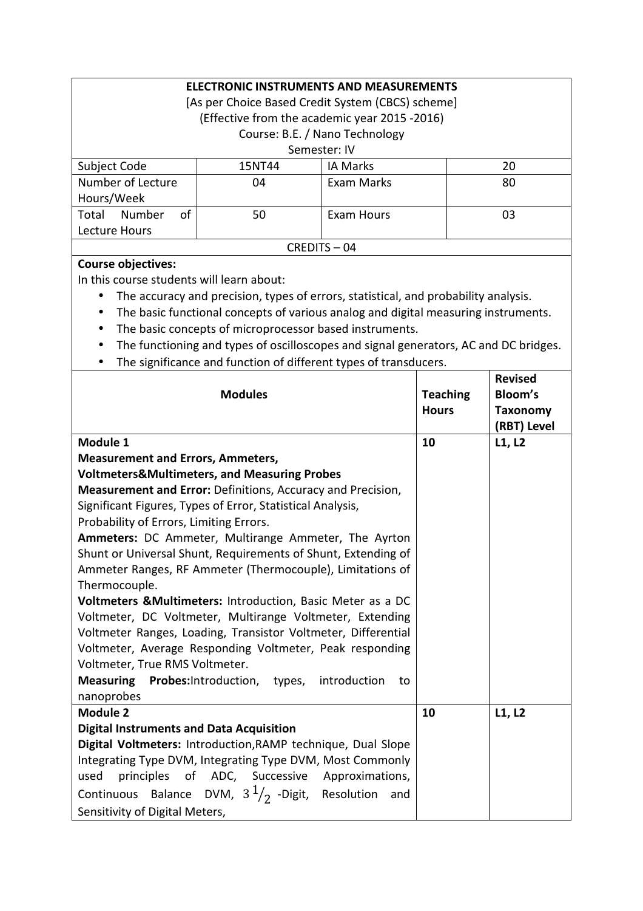**ELECTRONIC INSTRUMENTS AND MEASUREMENTS**

[As per Choice Based Credit System (CBCS) scheme]

(Effective from the academic year 2015 -2016)

Course: B.E. / Nano Technology

Semester: IV

| Subject Code | 15NT44 | IA Marks | 20 |
|---|---|---|---|
| Number of Lecture Hours/Week | 04 | Exam Marks | 80 |
| Total Number of Lecture Hours | 50 | Exam Hours | 03 |

CREDITS – 04

**Course objectives:**

In this course students will learn about:

- The accuracy and precision, types of errors, statistical, and probability analysis.
- The basic functional concepts of various analog and digital measuring instruments.
- The basic concepts of microprocessor based instruments.
- The functioning and types of oscilloscopes and signal generators, AC and DC bridges.
- The significance and function of different types of transducers.

| **Modules** | **Teaching Hours** | **Revised Bloom's Taxonomy (RBT) Level** |
|---|---|---|
| **Module 1**<br>**Measurement and Errors, Ammeters, Voltmeters&Multimeters, and Measuring Probes**<br>**Measurement and Error:** Definitions, Accuracy and Precision, Significant Figures, Types of Error, Statistical Analysis, Probability of Errors, Limiting Errors.<br>**Ammeters:** DC Ammeter, Multirange Ammeter, The Ayrton Shunt or Universal Shunt, Requirements of Shunt, Extending of Ammeter Ranges, RF Ammeter (Thermocouple), Limitations of Thermocouple.<br>**Voltmeters &Multimeters:** Introduction, Basic Meter as a DC Voltmeter, DC Voltmeter, Multirange Voltmeter, Extending Voltmeter Ranges, Loading, Transistor Voltmeter, Differential Voltmeter, Average Responding Voltmeter, Peak responding Voltmeter, True RMS Voltmeter.<br>**Measuring Probes:**Introduction, types, introduction to nanoprobes | **10** | **L1, L2** |
| **Module 2**<br>**Digital Instruments and Data Acquisition**<br>**Digital Voltmeters:** Introduction,RAMP technique, Dual Slope Integrating Type DVM, Integrating Type DVM, Most Commonly used principles of ADC, Successive Approximations, Continuous Balance DVM, $3\,^1/_2$ -Digit, Resolution and Sensitivity of Digital Meters, | **10** | **L1, L2** |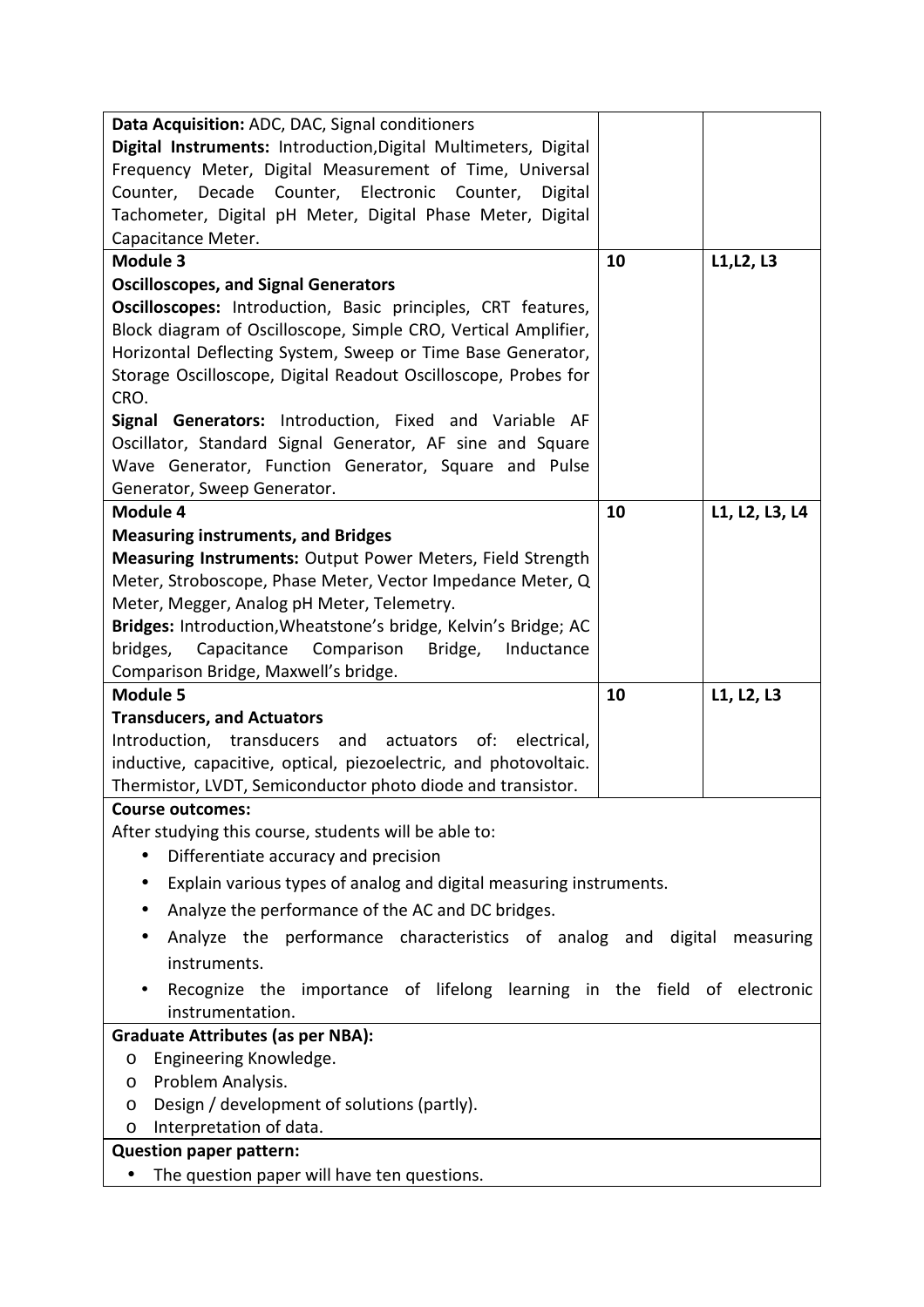| | | |
|---|---|---|
| **Data Acquisition:** ADC, DAC, Signal conditioners<br>**Digital Instruments:** Introduction,Digital Multimeters, Digital Frequency Meter, Digital Measurement of Time, Universal Counter, Decade Counter, Electronic Counter, Digital Tachometer, Digital pH Meter, Digital Phase Meter, Digital Capacitance Meter. | | |
| **Module 3**<br>**Oscilloscopes, and Signal Generators**<br>**Oscilloscopes:** Introduction, Basic principles, CRT features, Block diagram of Oscilloscope, Simple CRO, Vertical Amplifier, Horizontal Deflecting System, Sweep or Time Base Generator, Storage Oscilloscope, Digital Readout Oscilloscope, Probes for CRO.<br>**Signal Generators:** Introduction, Fixed and Variable AF Oscillator, Standard Signal Generator, AF sine and Square Wave Generator, Function Generator, Square and Pulse Generator, Sweep Generator. | **10** | **L1,L2, L3** |
| **Module 4**<br>**Measuring instruments, and Bridges**<br>**Measuring Instruments:** Output Power Meters, Field Strength Meter, Stroboscope, Phase Meter, Vector Impedance Meter, Q Meter, Megger, Analog pH Meter, Telemetry.<br>**Bridges:** Introduction,Wheatstone's bridge, Kelvin's Bridge; AC bridges, Capacitance Comparison Bridge, Inductance Comparison Bridge, Maxwell's bridge. | **10** | **L1, L2, L3, L4** |
| **Module 5**<br>**Transducers, and Actuators**<br>Introduction, transducers and actuators of: electrical, inductive, capacitive, optical, piezoelectric, and photovoltaic. Thermistor, LVDT, Semiconductor photo diode and transistor. | **10** | **L1, L2, L3** |

**Course outcomes:**

After studying this course, students will be able to:

- Differentiate accuracy and precision
- Explain various types of analog and digital measuring instruments.
- Analyze the performance of the AC and DC bridges.
- Analyze the performance characteristics of analog and digital measuring instruments.
- Recognize the importance of lifelong learning in the field of electronic instrumentation.

**Graduate Attributes (as per NBA):**

- Engineering Knowledge.
- Problem Analysis.
- Design / development of solutions (partly).
- Interpretation of data.

**Question paper pattern:**

- The question paper will have ten questions.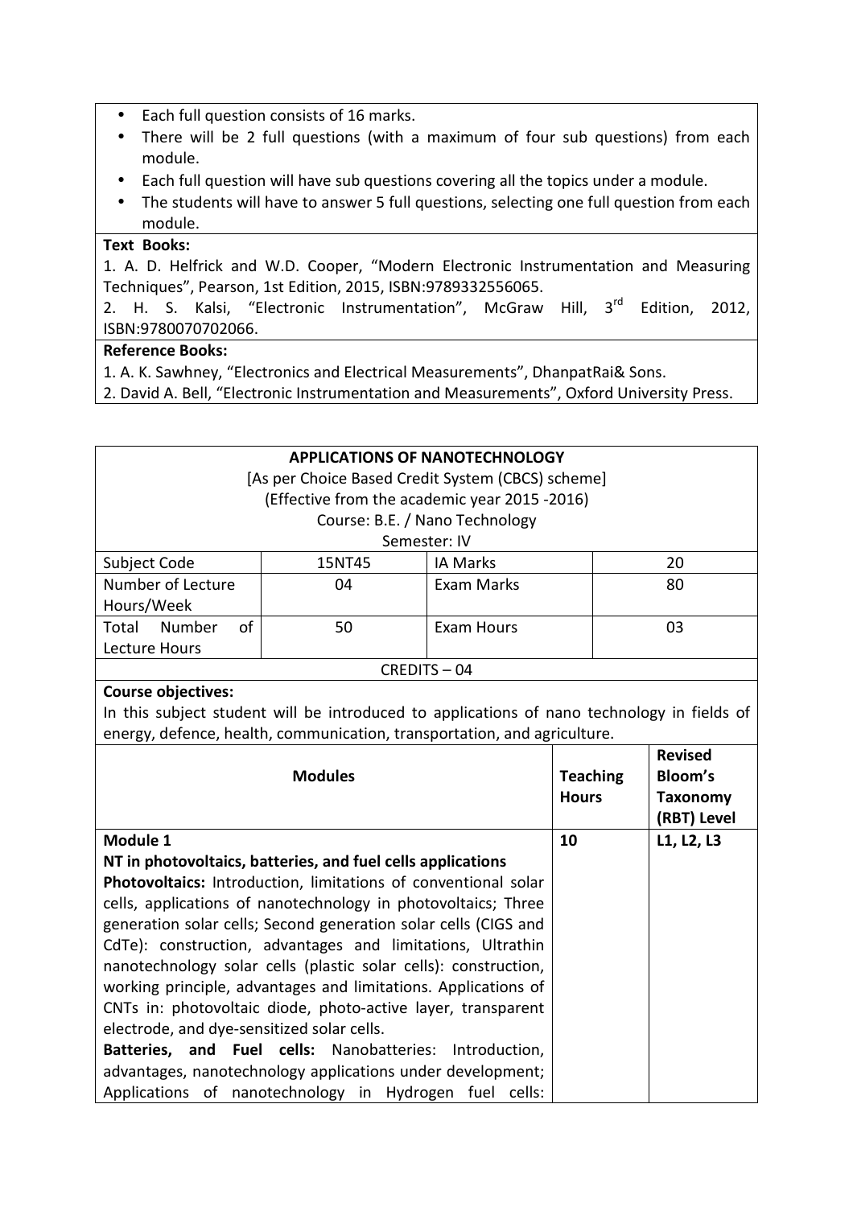- Each full question consists of 16 marks.
- There will be 2 full questions (with a maximum of four sub questions) from each module.
- Each full question will have sub questions covering all the topics under a module.
- The students will have to answer 5 full questions, selecting one full question from each module.

**Text Books:**

1. A. D. Helfrick and W.D. Cooper, "Modern Electronic Instrumentation and Measuring Techniques", Pearson, 1st Edition, 2015, ISBN:9789332556065.
2. H. S. Kalsi, "Electronic Instrumentation", McGraw Hill, 3rd Edition, 2012, ISBN:9780070702066.

**Reference Books:**

1. A. K. Sawhney, "Electronics and Electrical Measurements", DhanpatRai& Sons.
2. David A. Bell, "Electronic Instrumentation and Measurements", Oxford University Press.

**APPLICATIONS OF NANOTECHNOLOGY**

[As per Choice Based Credit System (CBCS) scheme]

(Effective from the academic year 2015 -2016)

Course: B.E. / Nano Technology

Semester: IV

| Subject Code | 15NT45 | IA Marks | 20 |
|---|---|---|---|
| Number of Lecture Hours/Week | 04 | Exam Marks | 80 |
| Total Number of Lecture Hours | 50 | Exam Hours | 03 |
| CREDITS – 04 | | | |

**Course objectives:**

In this subject student will be introduced to applications of nano technology in fields of energy, defence, health, communication, transportation, and agriculture.

| Modules | Teaching Hours | Revised Bloom's Taxonomy (RBT) Level |
|---|---|---|
| **Module 1**<br>**NT in photovoltaics, batteries, and fuel cells applications**<br>**Photovoltaics:** Introduction, limitations of conventional solar cells, applications of nanotechnology in photovoltaics; Three generation solar cells; Second generation solar cells (CIGS and CdTe): construction, advantages and limitations, Ultrathin nanotechnology solar cells (plastic solar cells): construction, working principle, advantages and limitations. Applications of CNTs in: photovoltaic diode, photo-active layer, transparent electrode, and dye-sensitized solar cells.<br>**Batteries, and Fuel cells:** Nanobatteries: Introduction, advantages, nanotechnology applications under development; Applications of nanotechnology in Hydrogen fuel cells: | 10 | L1, L2, L3 |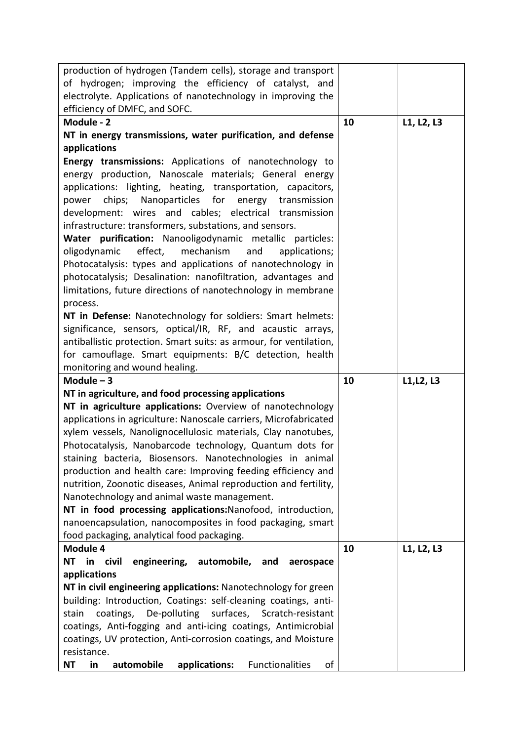| | | |
|---|---|---|
| production of hydrogen (Tandem cells), storage and transport of hydrogen; improving the efficiency of catalyst, and electrolyte. Applications of nanotechnology in improving the efficiency of DMFC, and SOFC. | | |
| **Module - 2**<br>**NT in energy transmissions, water purification, and defense applications**<br>**Energy transmissions:** Applications of nanotechnology to energy production, Nanoscale materials; General energy applications: lighting, heating, transportation, capacitors, power chips; Nanoparticles for energy transmission development: wires and cables; electrical transmission infrastructure: transformers, substations, and sensors.<br>**Water purification:** Nanooligodynamic metallic particles: oligodynamic effect, mechanism and applications; Photocatalysis: types and applications of nanotechnology in photocatalysis; Desalination: nanofiltration, advantages and limitations, future directions of nanotechnology in membrane process.<br>**NT in Defense:** Nanotechnology for soldiers: Smart helmets: significance, sensors, optical/IR, RF, and acaustic arrays, antiballistic protection. Smart suits: as armour, for ventilation, for camouflage. Smart equipments: B/C detection, health monitoring and wound healing. | **10** | **L1, L2, L3** |
| **Module – 3**<br>**NT in agriculture, and food processing applications**<br>**NT in agriculture applications:** Overview of nanotechnology applications in agriculture: Nanoscale carriers, Microfabricated xylem vessels, Nanolignocellulosic materials, Clay nanotubes, Photocatalysis, Nanobarcode technology, Quantum dots for staining bacteria, Biosensors. Nanotechnologies in animal production and health care: Improving feeding efficiency and nutrition, Zoonotic diseases, Animal reproduction and fertility, Nanotechnology and animal waste management.<br>**NT in food processing applications:**Nanofood, introduction, nanoencapsulation, nanocomposites in food packaging, smart food packaging, analytical food packaging. | **10** | **L1,L2, L3** |
| **Module 4**<br>**NT in civil engineering, automobile, and aerospace applications**<br>**NT in civil engineering applications:** Nanotechnology for green building: Introduction, Coatings: self-cleaning coatings, anti-stain coatings, De-polluting surfaces, Scratch-resistant coatings, Anti-fogging and anti-icing coatings, Antimicrobial coatings, UV protection, Anti-corrosion coatings, and Moisture resistance.<br>**NT in automobile applications:** Functionalities of | **10** | **L1, L2, L3** |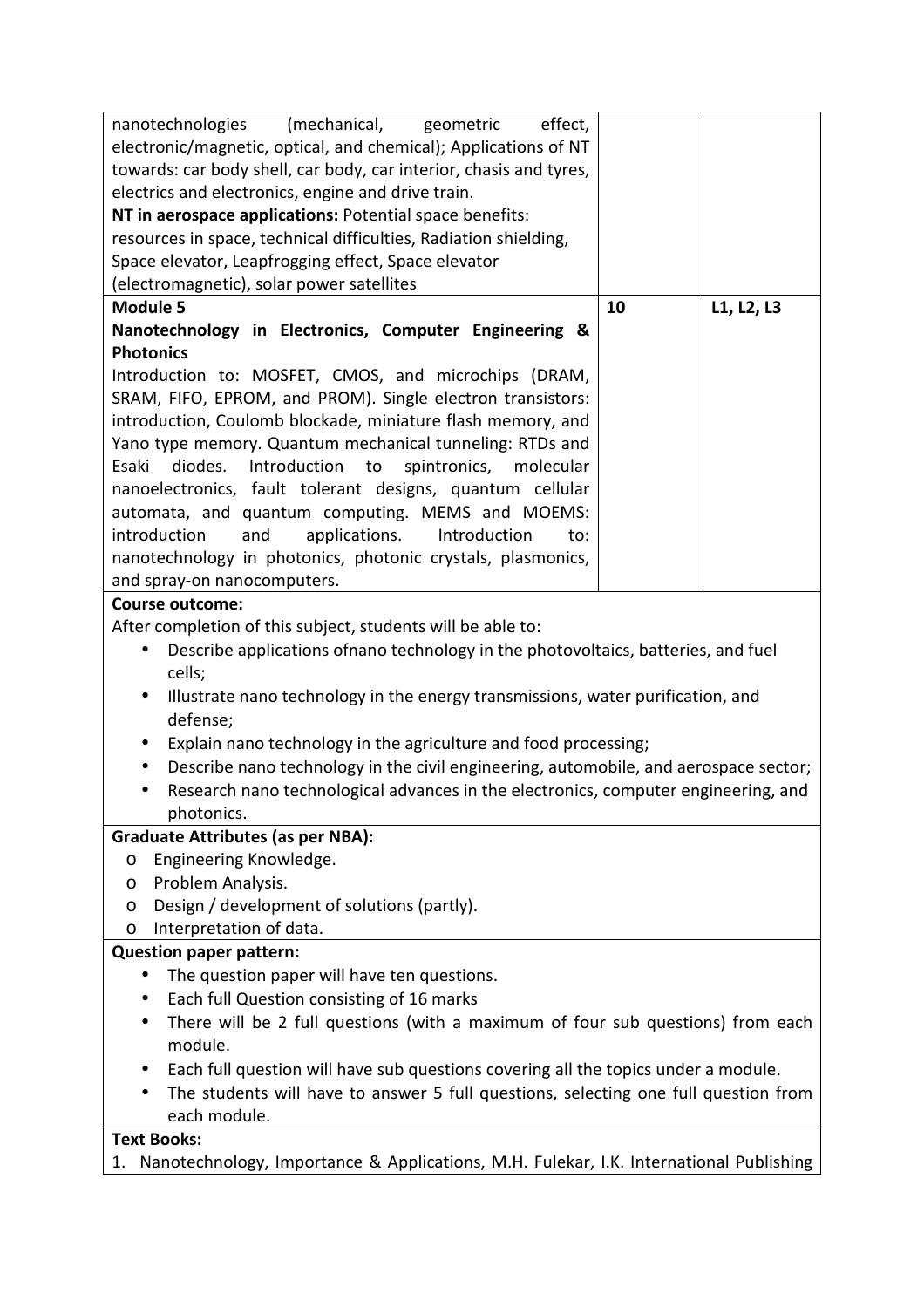| | | |
|---|---|---|
| nanotechnologies (mechanical, geometric effect, electronic/magnetic, optical, and chemical); Applications of NT towards: car body shell, car body, car interior, chasis and tyres, electrics and electronics, engine and drive train.<br>**NT in aerospace applications:** Potential space benefits: resources in space, technical difficulties, Radiation shielding, Space elevator, Leapfrogging effect, Space elevator (electromagnetic), solar power satellites | | |
| **Module 5**<br>**Nanotechnology in Electronics, Computer Engineering & Photonics**<br>Introduction to: MOSFET, CMOS, and microchips (DRAM, SRAM, FIFO, EPROM, and PROM). Single electron transistors: introduction, Coulomb blockade, miniature flash memory, and Yano type memory. Quantum mechanical tunneling: RTDs and Esaki diodes. Introduction to spintronics, molecular nanoelectronics, fault tolerant designs, quantum cellular automata, and quantum computing. MEMS and MOEMS: introduction and applications. Introduction to: nanotechnology in photonics, photonic crystals, plasmonics, and spray-on nanocomputers. | **10** | L1, L2, L3 |

**Course outcome:**

After completion of this subject, students will be able to:

- Describe applications ofnano technology in the photovoltaics, batteries, and fuel cells;
- Illustrate nano technology in the energy transmissions, water purification, and defense;
- Explain nano technology in the agriculture and food processing;
- Describe nano technology in the civil engineering, automobile, and aerospace sector;
- Research nano technological advances in the electronics, computer engineering, and photonics.

**Graduate Attributes (as per NBA):**

- o Engineering Knowledge.
- o Problem Analysis.
- o Design / development of solutions (partly).
- o Interpretation of data.

**Question paper pattern:**

- The question paper will have ten questions.
- Each full Question consisting of 16 marks
- There will be 2 full questions (with a maximum of four sub questions) from each module.
- Each full question will have sub questions covering all the topics under a module.
- The students will have to answer 5 full questions, selecting one full question from each module.

**Text Books:**

1. Nanotechnology, Importance & Applications, M.H. Fulekar, I.K. International Publishing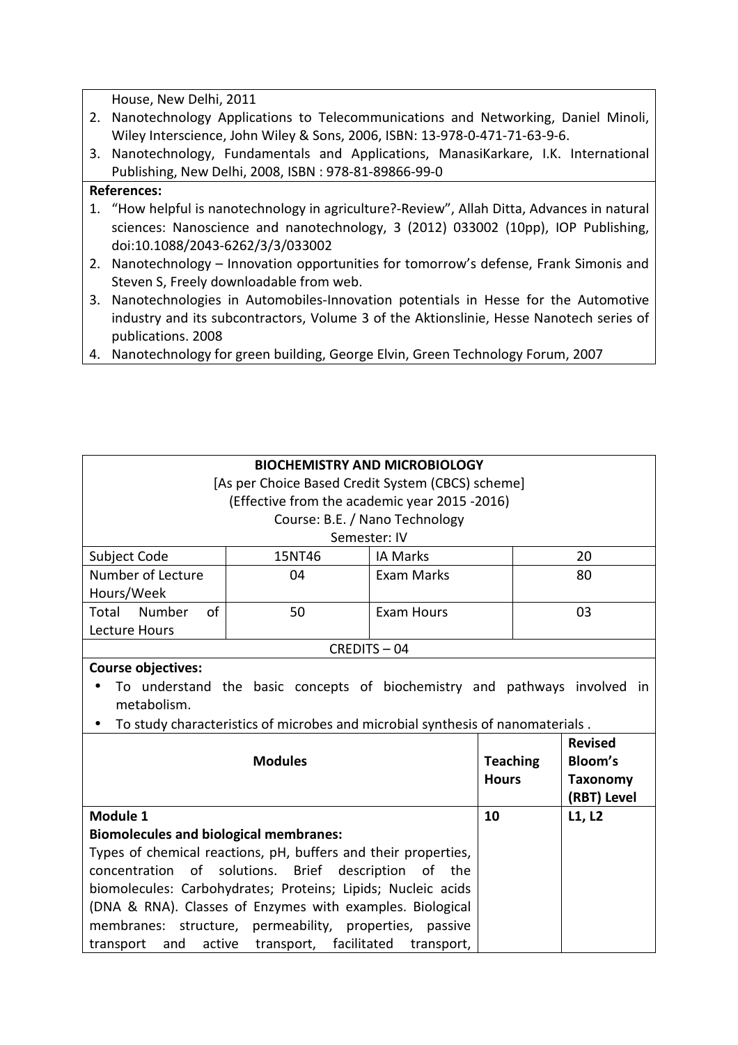House, New Delhi, 2011

2. Nanotechnology Applications to Telecommunications and Networking, Daniel Minoli, Wiley Interscience, John Wiley & Sons, 2006, ISBN: 13-978-0-471-71-63-9-6.
3. Nanotechnology, Fundamentals and Applications, ManasiKarkare, I.K. International Publishing, New Delhi, 2008, ISBN : 978-81-89866-99-0

**References:**

1. "How helpful is nanotechnology in agriculture?-Review", Allah Ditta, Advances in natural sciences: Nanoscience and nanotechnology, 3 (2012) 033002 (10pp), IOP Publishing, doi:10.1088/2043-6262/3/3/033002
2. Nanotechnology – Innovation opportunities for tomorrow's defense, Frank Simonis and Steven S, Freely downloadable from web.
3. Nanotechnologies in Automobiles-Innovation potentials in Hesse for the Automotive industry and its subcontractors, Volume 3 of the Aktionslinie, Hesse Nanotech series of publications. 2008
4. Nanotechnology for green building, George Elvin, Green Technology Forum, 2007

## BIOCHEMISTRY AND MICROBIOLOGY

[As per Choice Based Credit System (CBCS) scheme]
(Effective from the academic year 2015 -2016)
Course: B.E. / Nano Technology
Semester: IV

| Subject Code | 15NT46 | IA Marks | 20 |
|---|---|---|---|
| Number of Lecture Hours/Week | 04 | Exam Marks | 80 |
| Total Number of Lecture Hours | 50 | Exam Hours | 03 |

CREDITS – 04

**Course objectives:**

- To understand the basic concepts of biochemistry and pathways involved in metabolism.
- To study characteristics of microbes and microbial synthesis of nanomaterials .

| Modules | Teaching Hours | Revised Bloom's Taxonomy (RBT) Level |
|---|---|---|
| **Module 1**<br>**Biomolecules and biological membranes:**<br>Types of chemical reactions, pH, buffers and their properties, concentration of solutions. Brief description of the biomolecules: Carbohydrates; Proteins; Lipids; Nucleic acids (DNA & RNA). Classes of Enzymes with examples. Biological membranes: structure, permeability, properties, passive transport and active transport, facilitated transport, | **10** | **L1, L2** |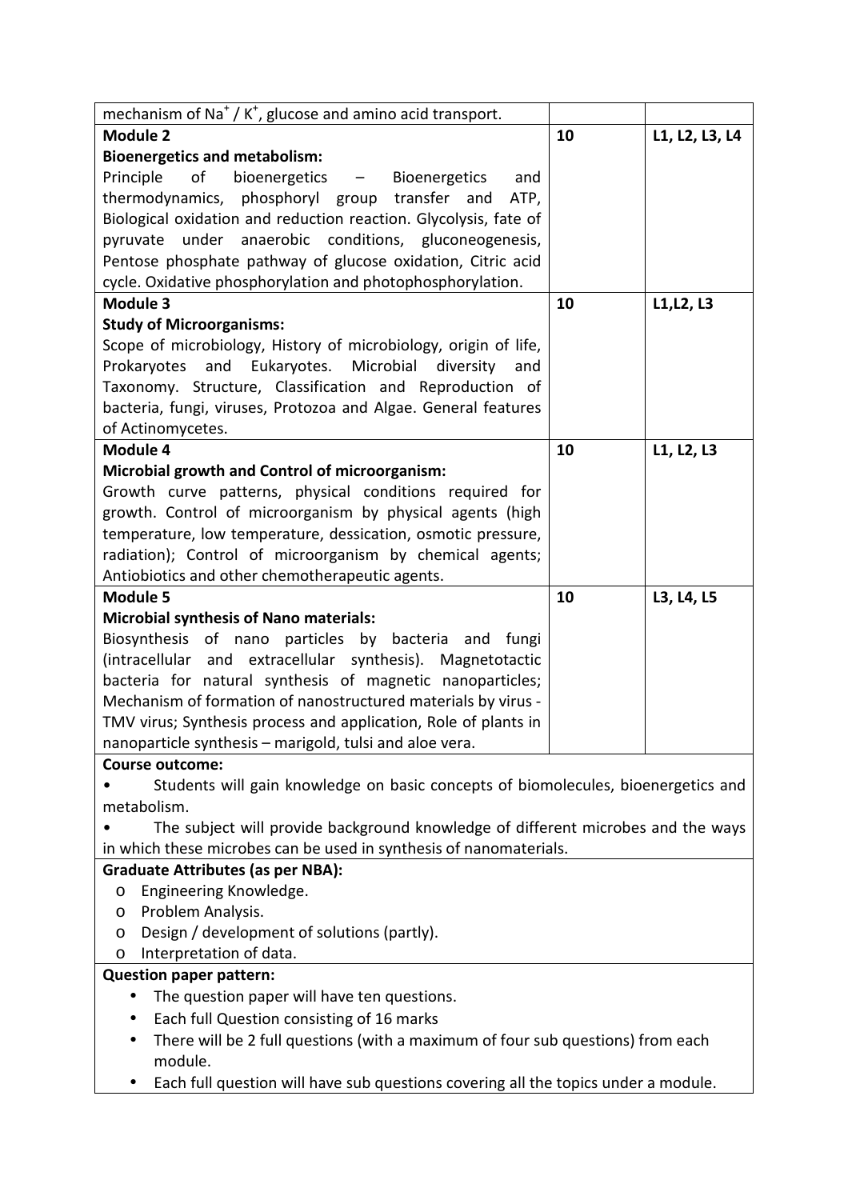| | | |
|---|---|---|
| mechanism of $Na^+$ / $K^+$, glucose and amino acid transport. | | |
| **Module 2**<br>**Bioenergetics and metabolism:**<br>Principle of bioenergetics – Bioenergetics and thermodynamics, phosphoryl group transfer and ATP, Biological oxidation and reduction reaction. Glycolysis, fate of pyruvate under anaerobic conditions, gluconeogenesis, Pentose phosphate pathway of glucose oxidation, Citric acid cycle. Oxidative phosphorylation and photophosphorylation. | 10 | L1, L2, L3, L4 |
| **Module 3**<br>**Study of Microorganisms:**<br>Scope of microbiology, History of microbiology, origin of life, Prokaryotes and Eukaryotes. Microbial diversity and Taxonomy. Structure, Classification and Reproduction of bacteria, fungi, viruses, Protozoa and Algae. General features of Actinomycetes. | 10 | L1,L2, L3 |
| **Module 4**<br>**Microbial growth and Control of microorganism:**<br>Growth curve patterns, physical conditions required for growth. Control of microorganism by physical agents (high temperature, low temperature, dessication, osmotic pressure, radiation); Control of microorganism by chemical agents; Antiobiotics and other chemotherapeutic agents. | 10 | L1, L2, L3 |
| **Module 5**<br>**Microbial synthesis of Nano materials:**<br>Biosynthesis of nano particles by bacteria and fungi (intracellular and extracellular synthesis). Magnetotactic bacteria for natural synthesis of magnetic nanoparticles; Mechanism of formation of nanostructured materials by virus - TMV virus; Synthesis process and application, Role of plants in nanoparticle synthesis – marigold, tulsi and aloe vera. | 10 | L3, L4, L5 |

**Course outcome:**

- Students will gain knowledge on basic concepts of biomolecules, bioenergetics and metabolism.
- The subject will provide background knowledge of different microbes and the ways in which these microbes can be used in synthesis of nanomaterials.

**Graduate Attributes (as per NBA):**

- Engineering Knowledge.
- Problem Analysis.
- Design / development of solutions (partly).
- Interpretation of data.

**Question paper pattern:**

- The question paper will have ten questions.
- Each full Question consisting of 16 marks
- There will be 2 full questions (with a maximum of four sub questions) from each module.
- Each full question will have sub questions covering all the topics under a module.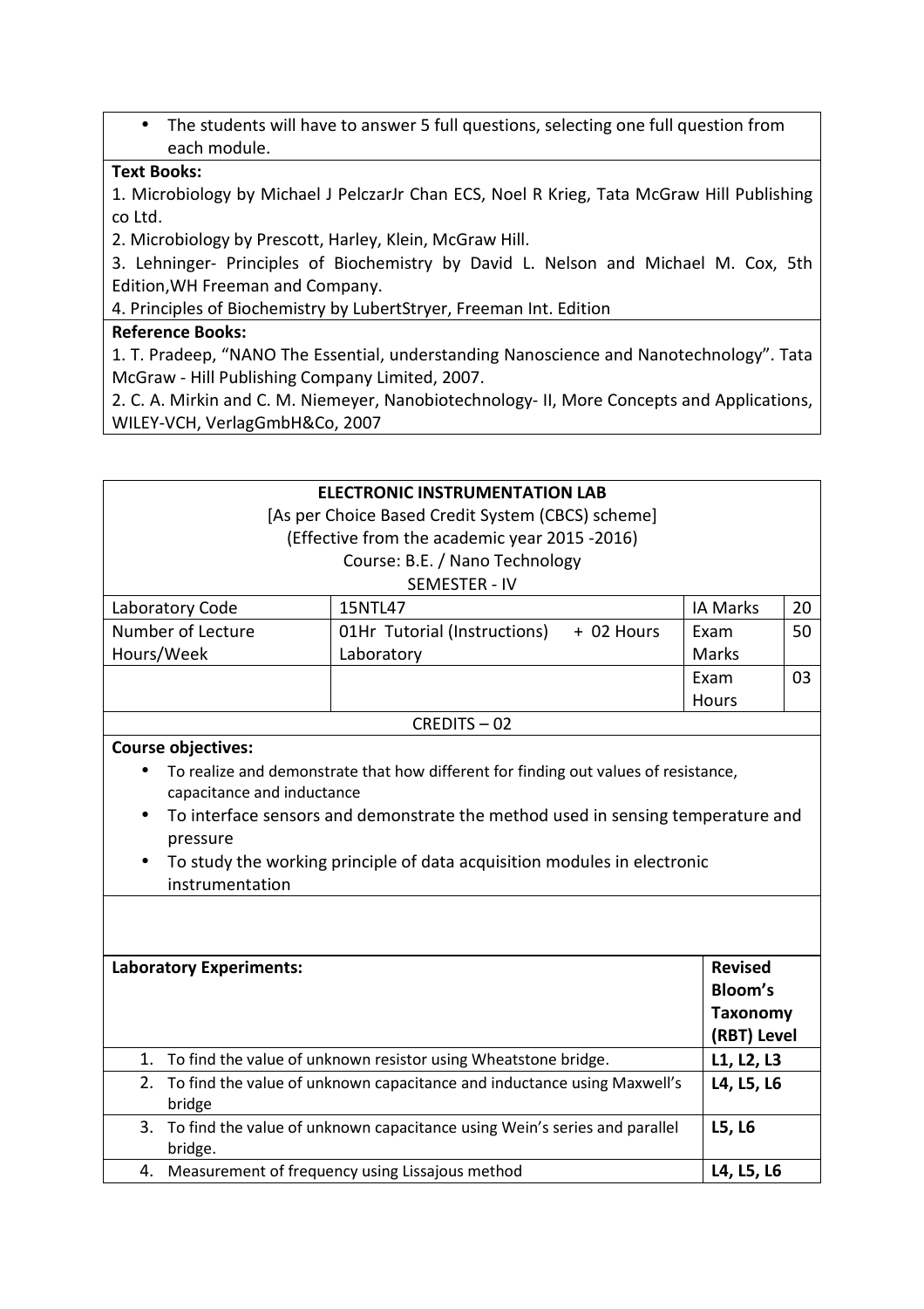- The students will have to answer 5 full questions, selecting one full question from each module.

**Text Books:**

1. Microbiology by Michael J PelczarJr Chan ECS, Noel R Krieg, Tata McGraw Hill Publishing co Ltd.
2. Microbiology by Prescott, Harley, Klein, McGraw Hill.
3. Lehninger- Principles of Biochemistry by David L. Nelson and Michael M. Cox, 5th Edition,WH Freeman and Company.
4. Principles of Biochemistry by LubertStryer, Freeman Int. Edition

**Reference Books:**

1. T. Pradeep, "NANO The Essential, understanding Nanoscience and Nanotechnology". Tata McGraw - Hill Publishing Company Limited, 2007.
2. C. A. Mirkin and C. M. Niemeyer, Nanobiotechnology- II, More Concepts and Applications, WILEY-VCH, VerlagGmbH&Co, 2007

**ELECTRONIC INSTRUMENTATION LAB**

[As per Choice Based Credit System (CBCS) scheme]

(Effective from the academic year 2015 -2016)

Course: B.E. / Nano Technology

SEMESTER - IV

| | | | |
|---|---|---|---|
| Laboratory Code | 15NTL47 | IA Marks | 20 |
| Number of Lecture Hours/Week | 01Hr Tutorial (Instructions) + 02 Hours Laboratory | Exam Marks | 50 |
| | | Exam Hours | 03 |

CREDITS – 02

**Course objectives:**

- To realize and demonstrate that how different for finding out values of resistance, capacitance and inductance
- To interface sensors and demonstrate the method used in sensing temperature and pressure
- To study the working principle of data acquisition modules in electronic instrumentation

| **Laboratory Experiments:** | **Revised Bloom's Taxonomy (RBT) Level** |
|---|---|
| 1. To find the value of unknown resistor using Wheatstone bridge. | **L1, L2, L3** |
| 2. To find the value of unknown capacitance and inductance using Maxwell's bridge | **L4, L5, L6** |
| 3. To find the value of unknown capacitance using Wein's series and parallel bridge. | **L5, L6** |
| 4. Measurement of frequency using Lissajous method | **L4, L5, L6** |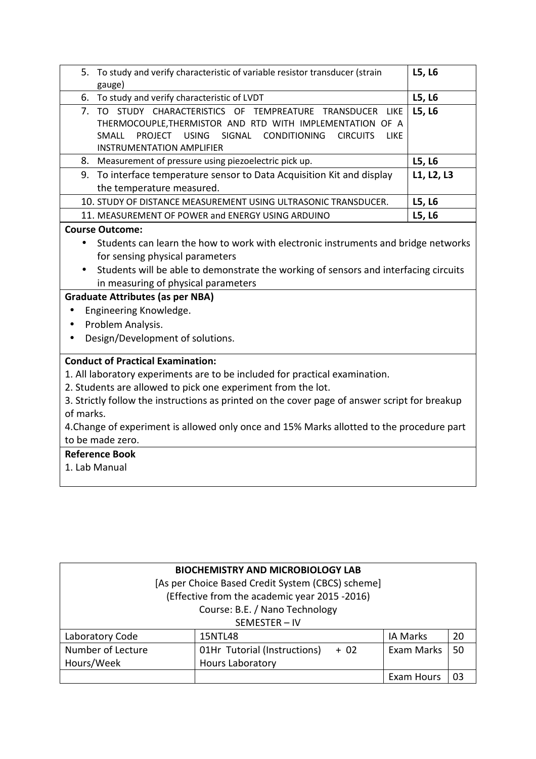| | |
|---|---|
| 5. To study and verify characteristic of variable resistor transducer (strain gauge) | **L5, L6** |
| 6. To study and verify characteristic of LVDT | **L5, L6** |
| 7. TO STUDY CHARACTERISTICS OF TEMPREATURE TRANSDUCER LIKE THERMOCOUPLE,THERMISTOR AND RTD WITH IMPLEMENTATION OF A SMALL PROJECT USING SIGNAL CONDITIONING CIRCUITS LIKE INSTRUMENTATION AMPLIFIER | **L5, L6** |
| 8. Measurement of pressure using piezoelectric pick up. | **L5, L6** |
| 9. To interface temperature sensor to Data Acquisition Kit and display the temperature measured. | **L1, L2, L3** |
| 10. STUDY OF DISTANCE MEASUREMENT USING ULTRASONIC TRANSDUCER. | **L5, L6** |
| 11. MEASUREMENT OF POWER and ENERGY USING ARDUINO | **L5, L6** |

**Course Outcome:**

- Students can learn the how to work with electronic instruments and bridge networks for sensing physical parameters
- Students will be able to demonstrate the working of sensors and interfacing circuits in measuring of physical parameters

**Graduate Attributes (as per NBA)**

- Engineering Knowledge.
- Problem Analysis.
- Design/Development of solutions.

**Conduct of Practical Examination:**

1. All laboratory experiments are to be included for practical examination.
2. Students are allowed to pick one experiment from the lot.
3. Strictly follow the instructions as printed on the cover page of answer script for breakup of marks.
4. Change of experiment is allowed only once and 15% Marks allotted to the procedure part to be made zero.

**Reference Book**

1. Lab Manual

**BIOCHEMISTRY AND MICROBIOLOGY LAB**
[As per Choice Based Credit System (CBCS) scheme]
(Effective from the academic year 2015 -2016)
Course: B.E. / Nano Technology
SEMESTER – IV

| Laboratory Code | 15NTL48 | IA Marks | 20 |
|---|---|---|---|
| Number of Lecture Hours/Week | 01Hr Tutorial (Instructions) + 02 Hours Laboratory | Exam Marks | 50 |
| | | Exam Hours | 03 |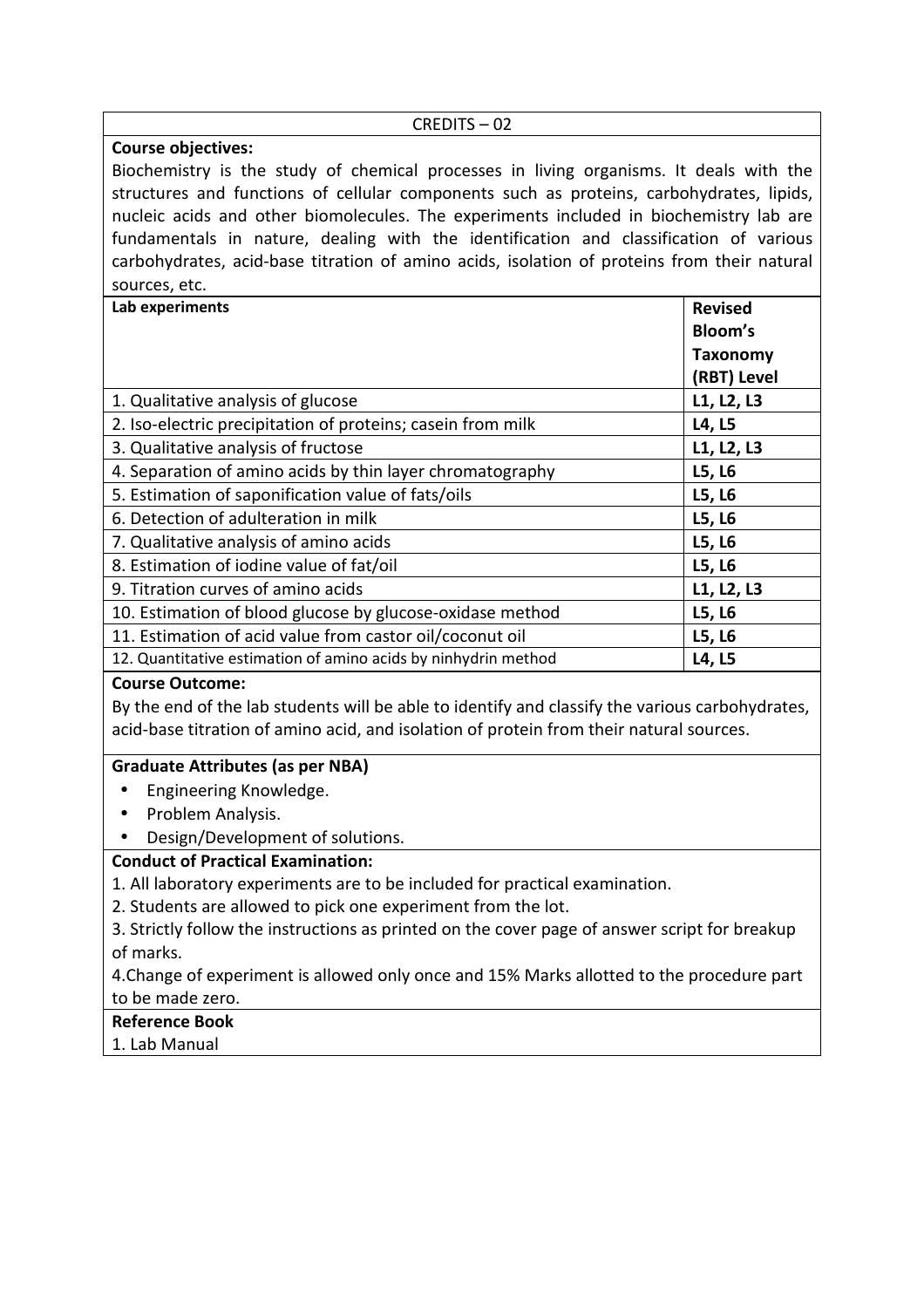CREDITS – 02

**Course objectives:**

Biochemistry is the study of chemical processes in living organisms. It deals with the structures and functions of cellular components such as proteins, carbohydrates, lipids, nucleic acids and other biomolecules. The experiments included in biochemistry lab are fundamentals in nature, dealing with the identification and classification of various carbohydrates, acid-base titration of amino acids, isolation of proteins from their natural sources, etc.

| **Lab experiments** | **Revised Bloom's Taxonomy (RBT) Level** |
|---|---|
| 1. Qualitative analysis of glucose | **L1, L2, L3** |
| 2. Iso-electric precipitation of proteins; casein from milk | **L4, L5** |
| 3. Qualitative analysis of fructose | **L1, L2, L3** |
| 4. Separation of amino acids by thin layer chromatography | **L5, L6** |
| 5. Estimation of saponification value of fats/oils | **L5, L6** |
| 6. Detection of adulteration in milk | **L5, L6** |
| 7. Qualitative analysis of amino acids | **L5, L6** |
| 8. Estimation of iodine value of fat/oil | **L5, L6** |
| 9. Titration curves of amino acids | **L1, L2, L3** |
| 10. Estimation of blood glucose by glucose-oxidase method | **L5, L6** |
| 11. Estimation of acid value from castor oil/coconut oil | **L5, L6** |
| 12. Quantitative estimation of amino acids by ninhydrin method | **L4, L5** |

**Course Outcome:**

By the end of the lab students will be able to identify and classify the various carbohydrates, acid-base titration of amino acid, and isolation of protein from their natural sources.

**Graduate Attributes (as per NBA)**

- Engineering Knowledge.
- Problem Analysis.
- Design/Development of solutions.

**Conduct of Practical Examination:**

1. All laboratory experiments are to be included for practical examination.
2. Students are allowed to pick one experiment from the lot.
3. Strictly follow the instructions as printed on the cover page of answer script for breakup of marks.
4. Change of experiment is allowed only once and 15% Marks allotted to the procedure part to be made zero.

**Reference Book**

1. Lab Manual